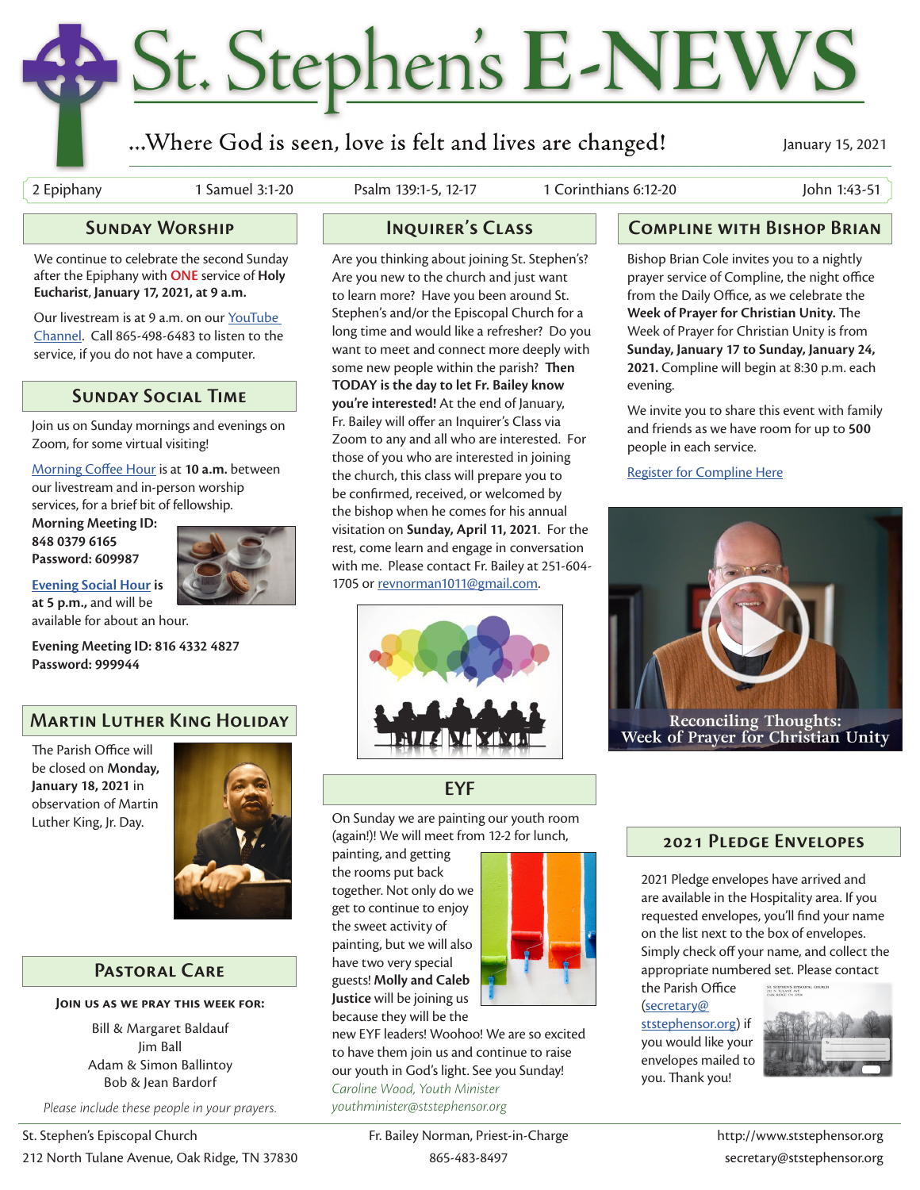# St. Stephen's E-NEWS

...Where God is seen, love is felt and lives are changed!

January 15, 2021

2 Epiphany | 1 Samuel 3:1-20 | Psalm 139:1-5, 12-17 | 1 Corinthians 6:12-20 | John 1:43-51

## Sunday Worship

We continue to celebrate the second Sunday after the Epiphany with **ONE** service of **Holy Eucharist, January 17, 2021, at 9 a.m.**

Our livestream is at 9 a.m. on our YouTube Channel. Call 865-498-6483 to listen to the service, if you do not have a computer.

## Sunday Social Time

Join us on Sunday mornings and evenings on Zoom, for some virtual visiting!

Morning Coffee Hour is at **10 a.m.** between our livestream and in-person worship services, for a brief bit of fellowship.

**Morning Meeting ID: 848 0379 6165**
**Password: 609987**

**Evening Social Hour is at 5 p.m.,** and will be available for about an hour.

**Evening Meeting ID: 816 4332 4827**
**Password: 999944**

## Martin Luther King Holiday

The Parish Office will be closed on **Monday, January 18, 2021** in observation of Martin Luther King, Jr. Day.

## Pastoral Care

**Join us as we pray this week for:**

Bill & Margaret Baldauf
Jim Ball
Adam & Simon Ballintoy
Bob & Jean Bardorf

*Please include these people in your prayers.*

## Inquirer's Class

Are you thinking about joining St. Stephen's? Are you new to the church and just want to learn more? Have you been around St. Stephen's and/or the Episcopal Church for a long time and would like a refresher? Do you want to meet and connect more deeply with some new people within the parish? **Then TODAY is the day to let Fr. Bailey know you're interested!** At the end of January, Fr. Bailey will offer an Inquirer's Class via Zoom to any and all who are interested. For those of you who are interested in joining the church, this class will prepare you to be confirmed, received, or welcomed by the bishop when he comes for his annual visitation on **Sunday, April 11, 2021**. For the rest, come learn and engage in conversation with me. Please contact Fr. Bailey at 251-604-1705 or revnorman1011@gmail.com.

## EYF

On Sunday we are painting our youth room (again!)! We will meet from 12-2 for lunch, painting, and getting the rooms put back together. Not only do we get to continue to enjoy the sweet activity of painting, but we will also have two very special guests! **Molly and Caleb Justice** will be joining us because they will be the new EYF leaders! Woohoo! We are so excited to have them join us and continue to raise our youth in God's light. See you Sunday!

*Caroline Wood, Youth Minister*
*youthminister@ststephensor.org*

## Compline with Bishop Brian

Bishop Brian Cole invites you to a nightly prayer service of Compline, the night office from the Daily Office, as we celebrate the **Week of Prayer for Christian Unity.** The Week of Prayer for Christian Unity is from **Sunday, January 17 to Sunday, January 24, 2021.** Compline will begin at 8:30 p.m. each evening.

We invite you to share this event with family and friends as we have room for up to **500** people in each service.

Register for Compline Here

Reconciling Thoughts: Week of Prayer for Christian Unity

## 2021 Pledge Envelopes

2021 Pledge envelopes have arrived and are available in the Hospitality area. If you requested envelopes, you'll find your name on the list next to the box of envelopes. Simply check off your name, and collect the appropriate numbered set. Please contact the Parish Office (secretary@ststephensor.org) if you would like your envelopes mailed to you. Thank you!

St. Stephen's Episcopal Church
212 North Tulane Avenue, Oak Ridge, TN 37830

Fr. Bailey Norman, Priest-in-Charge
865-483-8497

http://www.ststephensor.org
secretary@ststephensor.org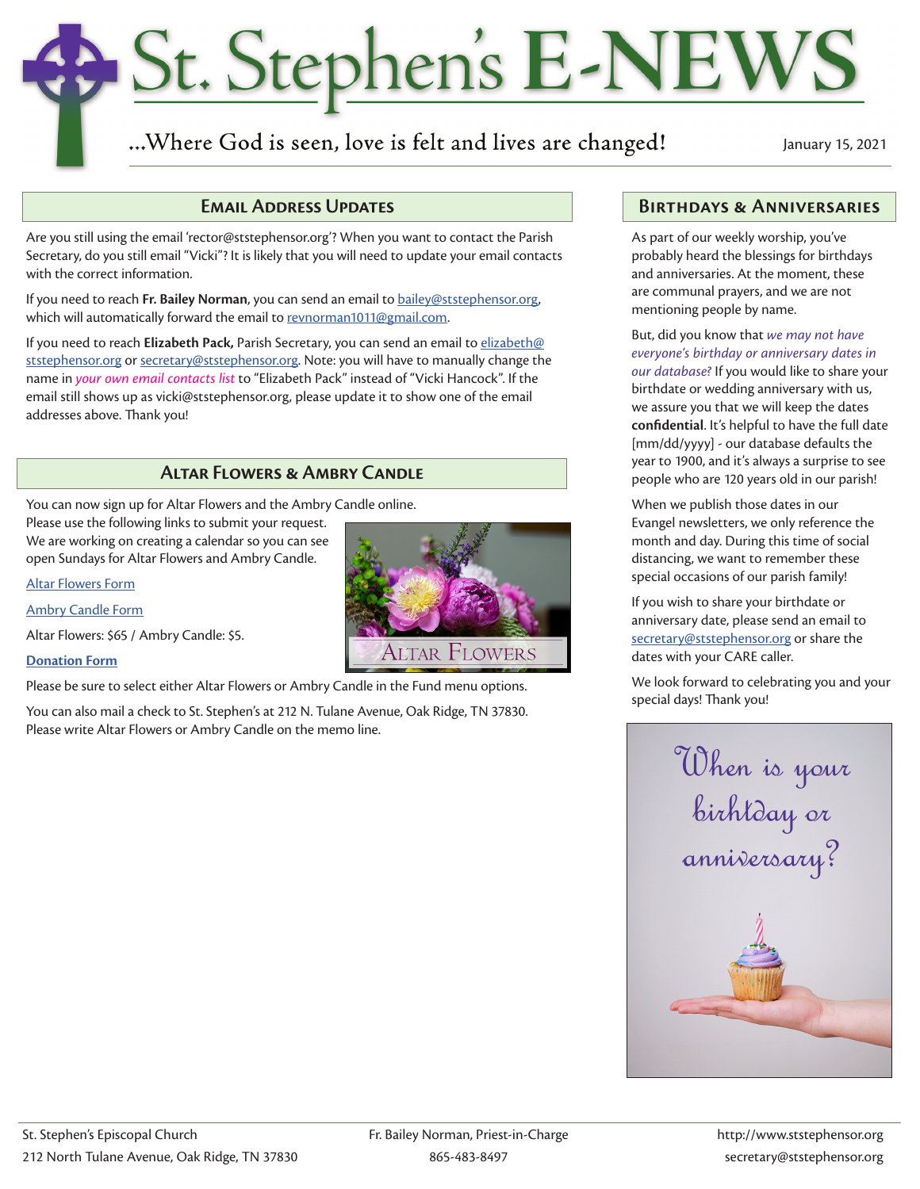# St. Stephen's E-NEWS

...Where God is seen, love is felt and lives are changed!

January 15, 2021

## Email Address Updates

Are you still using the email 'rector@ststephensor.org'? When you want to contact the Parish Secretary, do you still email "Vicki"? It is likely that you will need to update your email contacts with the correct information.

If you need to reach **Fr. Bailey Norman**, you can send an email to bailey@ststephensor.org, which will automatically forward the email to revnorman1011@gmail.com.

If you need to reach **Elizabeth Pack,** Parish Secretary, you can send an email to elizabeth@ststephensor.org or secretary@ststephensor.org. Note: you will have to manually change the name in *your own email contacts list* to "Elizabeth Pack" instead of "Vicki Hancock". If the email still shows up as vicki@ststephensor.org, please update it to show one of the email addresses above. Thank you!

## Altar Flowers & Ambry Candle

You can now sign up for Altar Flowers and the Ambry Candle online. Please use the following links to submit your request. We are working on creating a calendar so you can see open Sundays for Altar Flowers and Ambry Candle.

Altar Flowers Form

Ambry Candle Form

Altar Flowers: $65 / Ambry Candle: $5.

**Donation Form**

Altar Flowers

Please be sure to select either Altar Flowers or Ambry Candle in the Fund menu options.

You can also mail a check to St. Stephen's at 212 N. Tulane Avenue, Oak Ridge, TN 37830. Please write Altar Flowers or Ambry Candle on the memo line.

## Birthdays & Anniversaries

As part of our weekly worship, you've probably heard the blessings for birthdays and anniversaries. At the moment, these are communal prayers, and we are not mentioning people by name.

But, did you know that *we may not have everyone's birthday or anniversary dates in our database?* If you would like to share your birthdate or wedding anniversary with us, we assure you that we will keep the dates **confidential**. It's helpful to have the full date [mm/dd/yyyy] - our database defaults the year to 1900, and it's always a surprise to see people who are 120 years old in our parish!

When we publish those dates in our Evangel newsletters, we only reference the month and day. During this time of social distancing, we want to remember these special occasions of our parish family!

If you wish to share your birthdate or anniversary date, please send an email to secretary@ststephensor.org or share the dates with your CARE caller.

We look forward to celebrating you and your special days! Thank you!

When is your birthday or anniversary?

St. Stephen's Episcopal Church
212 North Tulane Avenue, Oak Ridge, TN 37830

Fr. Bailey Norman, Priest-in-Charge
865-483-8497

http://www.ststephensor.org
secretary@ststephensor.org